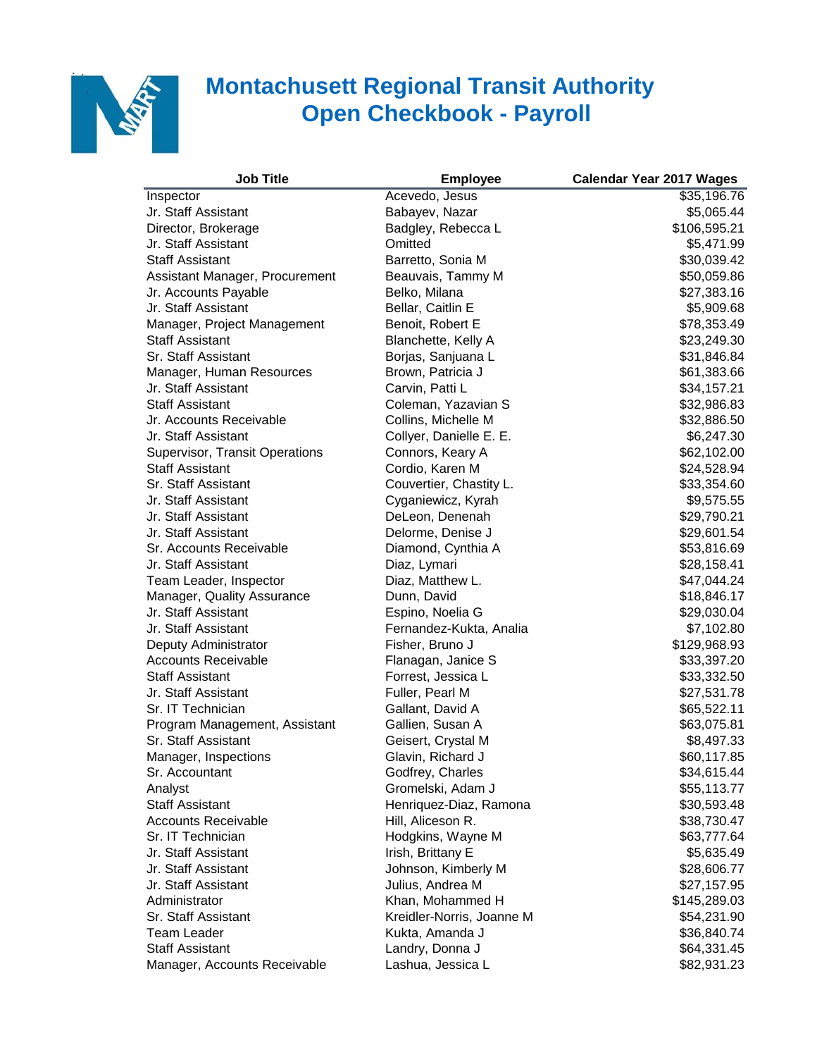# Montachusett Regional Transit Authority
# Open Checkbook - Payroll

| Job Title | Employee | Calendar Year 2017 Wages |
|---|---|---|
| Inspector | Acevedo, Jesus | $35,196.76 |
| Jr. Staff Assistant | Babayev, Nazar | $5,065.44 |
| Director, Brokerage | Badgley, Rebecca L | $106,595.21 |
| Jr. Staff Assistant | Omitted | $5,471.99 |
| Staff Assistant | Barretto, Sonia M | $30,039.42 |
| Assistant Manager, Procurement | Beauvais, Tammy M | $50,059.86 |
| Jr. Accounts Payable | Belko, Milana | $27,383.16 |
| Jr. Staff Assistant | Bellar, Caitlin E | $5,909.68 |
| Manager, Project Management | Benoit, Robert E | $78,353.49 |
| Staff Assistant | Blanchette, Kelly A | $23,249.30 |
| Sr. Staff Assistant | Borjas, Sanjuana L | $31,846.84 |
| Manager, Human Resources | Brown, Patricia J | $61,383.66 |
| Jr. Staff Assistant | Carvin, Patti L | $34,157.21 |
| Staff Assistant | Coleman, Yazavian S | $32,986.83 |
| Jr. Accounts Receivable | Collins, Michelle M | $32,886.50 |
| Jr. Staff Assistant | Collyer, Danielle E. E. | $6,247.30 |
| Supervisor, Transit Operations | Connors, Keary A | $62,102.00 |
| Staff Assistant | Cordio, Karen M | $24,528.94 |
| Sr. Staff Assistant | Couvertier, Chastity L. | $33,354.60 |
| Jr. Staff Assistant | Cyganiewicz, Kyrah | $9,575.55 |
| Jr. Staff Assistant | DeLeon, Denenah | $29,790.21 |
| Jr. Staff Assistant | Delorme, Denise J | $29,601.54 |
| Sr. Accounts Receivable | Diamond, Cynthia A | $53,816.69 |
| Jr. Staff Assistant | Diaz, Lymari | $28,158.41 |
| Team Leader, Inspector | Diaz, Matthew L. | $47,044.24 |
| Manager, Quality Assurance | Dunn, David | $18,846.17 |
| Jr. Staff Assistant | Espino, Noelia G | $29,030.04 |
| Jr. Staff Assistant | Fernandez-Kukta, Analia | $7,102.80 |
| Deputy Administrator | Fisher, Bruno J | $129,968.93 |
| Accounts Receivable | Flanagan, Janice S | $33,397.20 |
| Staff Assistant | Forrest, Jessica L | $33,332.50 |
| Jr. Staff Assistant | Fuller, Pearl M | $27,531.78 |
| Sr. IT Technician | Gallant, David A | $65,522.11 |
| Program Management, Assistant | Gallien, Susan A | $63,075.81 |
| Sr. Staff Assistant | Geisert, Crystal M | $8,497.33 |
| Manager, Inspections | Glavin, Richard J | $60,117.85 |
| Sr. Accountant | Godfrey, Charles | $34,615.44 |
| Analyst | Gromelski, Adam J | $55,113.77 |
| Staff Assistant | Henriquez-Diaz, Ramona | $30,593.48 |
| Accounts Receivable | Hill, Aliceson R. | $38,730.47 |
| Sr. IT Technician | Hodgkins, Wayne M | $63,777.64 |
| Jr. Staff Assistant | Irish, Brittany E | $5,635.49 |
| Jr. Staff Assistant | Johnson, Kimberly M | $28,606.77 |
| Jr. Staff Assistant | Julius, Andrea M | $27,157.95 |
| Administrator | Khan, Mohammed H | $145,289.03 |
| Sr. Staff Assistant | Kreidler-Norris, Joanne M | $54,231.90 |
| Team Leader | Kukta, Amanda J | $36,840.74 |
| Staff Assistant | Landry, Donna J | $64,331.45 |
| Manager, Accounts Receivable | Lashua, Jessica L | $82,931.23 |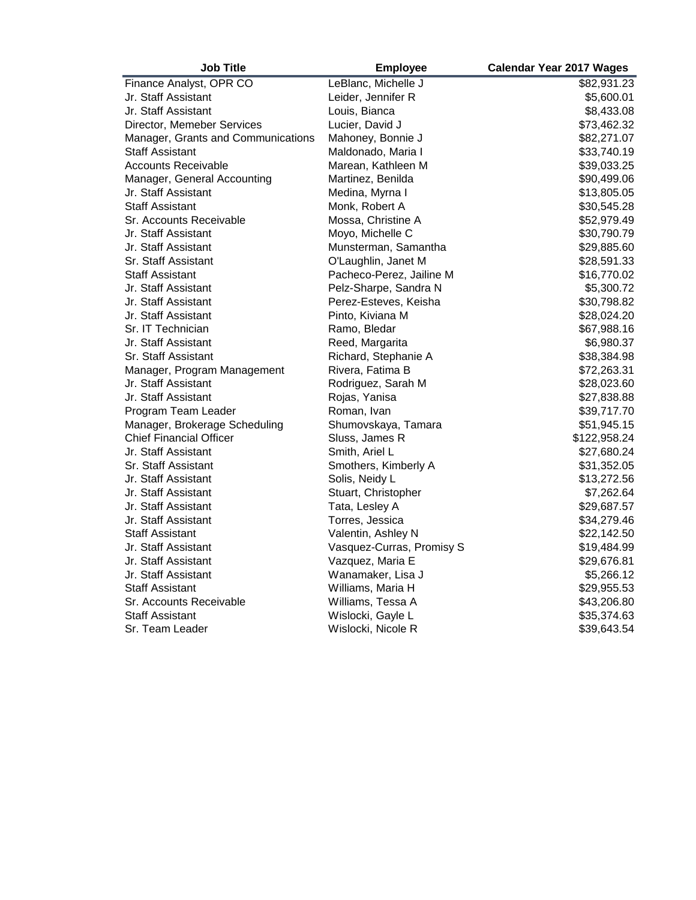| Job Title | Employee | Calendar Year 2017 Wages |
|---|---|---|
| Finance Analyst, OPR CO | LeBlanc, Michelle J | $82,931.23 |
| Jr. Staff Assistant | Leider, Jennifer R | $5,600.01 |
| Jr. Staff Assistant | Louis, Bianca | $8,433.08 |
| Director, Memeber Services | Lucier, David J | $73,462.32 |
| Manager, Grants and Communications | Mahoney, Bonnie J | $82,271.07 |
| Staff Assistant | Maldonado, Maria I | $33,740.19 |
| Accounts Receivable | Marean, Kathleen M | $39,033.25 |
| Manager, General Accounting | Martinez, Benilda | $90,499.06 |
| Jr. Staff Assistant | Medina, Myrna I | $13,805.05 |
| Staff Assistant | Monk, Robert A | $30,545.28 |
| Sr. Accounts Receivable | Mossa, Christine A | $52,979.49 |
| Jr. Staff Assistant | Moyo, Michelle C | $30,790.79 |
| Jr. Staff Assistant | Munsterman, Samantha | $29,885.60 |
| Sr. Staff Assistant | O'Laughlin, Janet M | $28,591.33 |
| Staff Assistant | Pacheco-Perez, Jailine M | $16,770.02 |
| Jr. Staff Assistant | Pelz-Sharpe, Sandra N | $5,300.72 |
| Jr. Staff Assistant | Perez-Esteves, Keisha | $30,798.82 |
| Jr. Staff Assistant | Pinto, Kiviana M | $28,024.20 |
| Sr. IT Technician | Ramo, Bledar | $67,988.16 |
| Jr. Staff Assistant | Reed, Margarita | $6,980.37 |
| Sr. Staff Assistant | Richard, Stephanie A | $38,384.98 |
| Manager, Program Management | Rivera, Fatima B | $72,263.31 |
| Jr. Staff Assistant | Rodriguez, Sarah M | $28,023.60 |
| Jr. Staff Assistant | Rojas, Yanisa | $27,838.88 |
| Program Team Leader | Roman, Ivan | $39,717.70 |
| Manager, Brokerage Scheduling | Shumovskaya, Tamara | $51,945.15 |
| Chief Financial Officer | Sluss, James R | $122,958.24 |
| Jr. Staff Assistant | Smith, Ariel L | $27,680.24 |
| Sr. Staff Assistant | Smothers, Kimberly A | $31,352.05 |
| Jr. Staff Assistant | Solis, Neidy L | $13,272.56 |
| Jr. Staff Assistant | Stuart, Christopher | $7,262.64 |
| Jr. Staff Assistant | Tata, Lesley A | $29,687.57 |
| Jr. Staff Assistant | Torres, Jessica | $34,279.46 |
| Staff Assistant | Valentin, Ashley N | $22,142.50 |
| Jr. Staff Assistant | Vasquez-Curras, Promisy S | $19,484.99 |
| Jr. Staff Assistant | Vazquez, Maria E | $29,676.81 |
| Jr. Staff Assistant | Wanamaker, Lisa J | $5,266.12 |
| Staff Assistant | Williams, Maria H | $29,955.53 |
| Sr. Accounts Receivable | Williams, Tessa A | $43,206.80 |
| Staff Assistant | Wislocki, Gayle L | $35,374.63 |
| Sr. Team Leader | Wislocki, Nicole R | $39,643.54 |